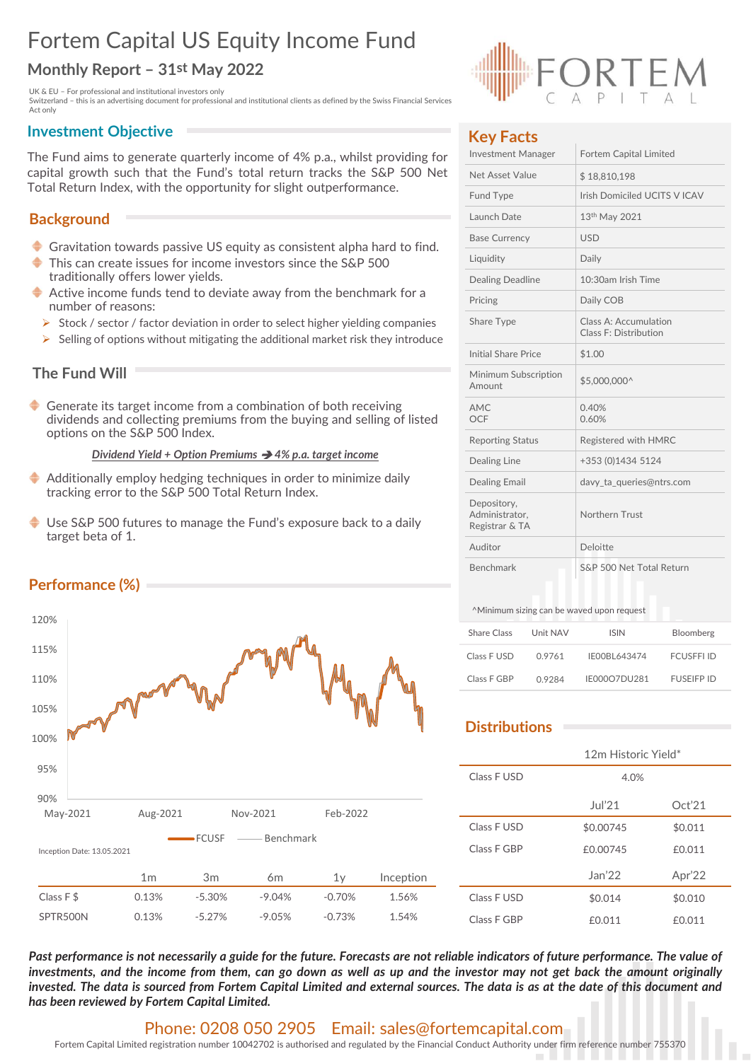# Fortem Capital US Equity Income Fund

## Monthly Report – 31st May 2022

UK & EU – For professional and institutional investors only
Switzerland – this is an advertising document for professional and institutional clients as defined by the Swiss Financial Services Act only

## Investment Objective

The Fund aims to generate quarterly income of 4% p.a., whilst providing for capital growth such that the Fund's total return tracks the S&P 500 Net Total Return Index, with the opportunity for slight outperformance.

## Background

- Gravitation towards passive US equity as consistent alpha hard to find.
- This can create issues for income investors since the S&P 500 traditionally offers lower yields.
- Active income funds tend to deviate away from the benchmark for a number of reasons:
  - Stock / sector / factor deviation in order to select higher yielding companies
  - Selling of options without mitigating the additional market risk they introduce

## The Fund Will

- Generate its target income from a combination of both receiving dividends and collecting premiums from the buying and selling of listed options on the S&P 500 Index.

  ***Dividend Yield + Option Premiums ➔ 4% p.a. target income***

- Additionally employ hedging techniques in order to minimize daily tracking error to the S&P 500 Total Return Index.
- Use S&P 500 futures to manage the Fund's exposure back to a daily target beta of 1.

## Performance (%)

Inception Date: 13.05.2021

| | 1m | 3m | 6m | 1y | Inception |
|---|---|---|---|---|---|
| Class F $ | 0.13% | -5.30% | -9.04% | -0.70% | 1.56% |
| SPTR500N | 0.13% | -5.27% | -9.05% | -0.73% | 1.54% |

## Key Facts

| | |
|---|---|
| Investment Manager | Fortem Capital Limited |
| Net Asset Value | $ 18,810,198 |
| Fund Type | Irish Domiciled UCITS V ICAV |
| Launch Date | 13th May 2021 |
| Base Currency | USD |
| Liquidity | Daily |
| Dealing Deadline | 10:30am Irish Time |
| Pricing | Daily COB |
| Share Type | Class A: Accumulation<br>Class F: Distribution |
| Initial Share Price | $1.00 |
| Minimum Subscription Amount | $5,000,000^ |
| AMC<br>OCF | 0.40%<br>0.60% |
| Reporting Status | Registered with HMRC |
| Dealing Line | +353 (0)1434 5124 |
| Dealing Email | davy_ta_queries@ntrs.com |
| Depository, Administrator, Registrar & TA | Northern Trust |
| Auditor | Deloitte |
| Benchmark | S&P 500 Net Total Return |

^Minimum sizing can be waved upon request

| Share Class | Unit NAV | ISIN | Bloomberg |
|---|---|---|---|
| Class F USD | 0.9761 | IE00BL643474 | FCUSFFI ID |
| Class F GBP | 0.9284 | IE000O7DU281 | FUSEIFP ID |

## Distributions

| | 12m Historic Yield* |
|---|---|
| Class F USD | 4.0% |

| | Jul'21 | Oct'21 |
|---|---|---|
| Class F USD | $0.00745 | $0.011 |
| Class F GBP | £0.00745 | £0.011 |

| | Jan'22 | Apr'22 |
|---|---|---|
| Class F USD | $0.014 | $0.010 |
| Class F GBP | £0.011 | £0.011 |

***Past performance is not necessarily a guide for the future. Forecasts are not reliable indicators of future performance. The value of investments, and the income from them, can go down as well as up and the investor may not get back the amount originally invested. The data is sourced from Fortem Capital Limited and external sources. The data is as at the date of this document and has been reviewed by Fortem Capital Limited.***

Phone: 0208 050 2905  Email: sales@fortemcapital.com

Fortem Capital Limited registration number 10042702 is authorised and regulated by the Financial Conduct Authority under firm reference number 755370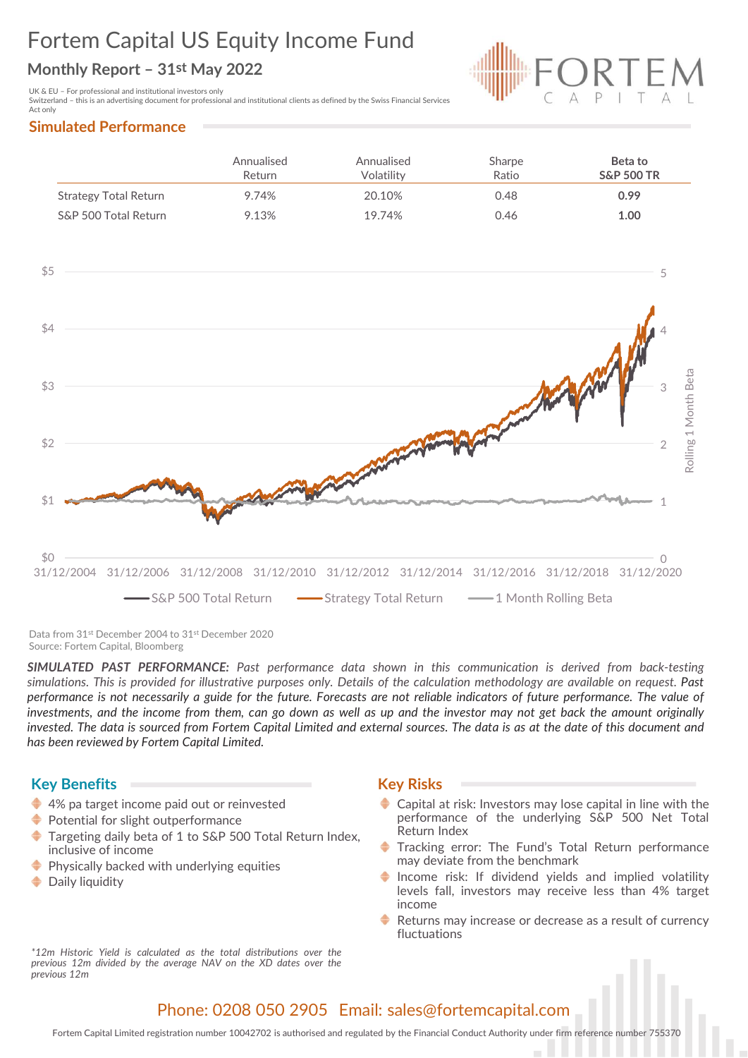# Fortem Capital US Equity Income Fund

## Monthly Report – 31st May 2022

UK & EU – For professional and institutional investors only
Switzerland – this is an advertising document for professional and institutional clients as defined by the Swiss Financial Services Act only

## Simulated Performance

| | Annualised Return | Annualised Volatility | Sharpe Ratio | **Beta to S&P 500 TR** |
|---|---|---|---|---|
| Strategy Total Return | 9.74% | 20.10% | 0.48 | **0.99** |
| S&P 500 Total Return | 9.13% | 19.74% | 0.46 | **1.00** |

Data from 31st December 2004 to 31st December 2020
Source: Fortem Capital, Bloomberg

***SIMULATED PAST PERFORMANCE:** Past performance data shown in this communication is derived from back-testing simulations. This is provided for illustrative purposes only. Details of the calculation methodology are available on request. Past performance is not necessarily a guide for the future. Forecasts are not reliable indicators of future performance. The value of investments, and the income from them, can go down as well as up and the investor may not get back the amount originally invested. The data is sourced from Fortem Capital Limited and external sources. The data is as at the date of this document and has been reviewed by Fortem Capital Limited.*

## Key Benefits

- 4% pa target income paid out or reinvested
- Potential for slight outperformance
- Targeting daily beta of 1 to S&P 500 Total Return Index, inclusive of income
- Physically backed with underlying equities
- Daily liquidity

## Key Risks

- Capital at risk: Investors may lose capital in line with the performance of the underlying S&P 500 Net Total Return Index
- Tracking error: The Fund's Total Return performance may deviate from the benchmark
- Income risk: If dividend yields and implied volatility levels fall, investors may receive less than 4% target income
- Returns may increase or decrease as a result of currency fluctuations

*\*12m Historic Yield is calculated as the total distributions over the previous 12m divided by the average NAV on the XD dates over the previous 12m*

Phone: 0208 050 2905 Email: sales@fortemcapital.com

Fortem Capital Limited registration number 10042702 is authorised and regulated by the Financial Conduct Authority under firm reference number 755370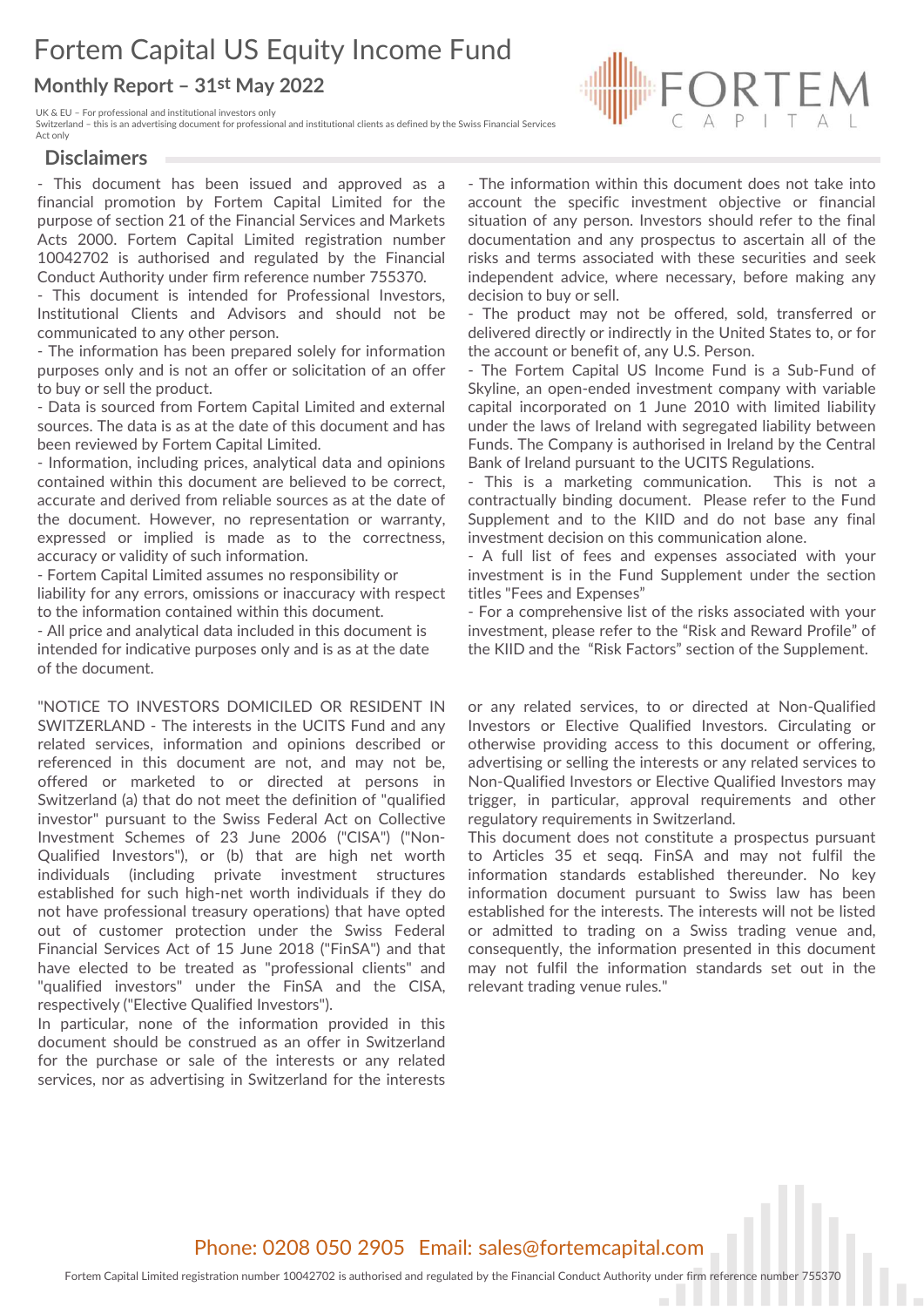# Fortem Capital US Equity Income Fund

## Monthly Report – 31st May 2022

UK & EU – For professional and institutional investors only
Switzerland – this is an advertising document for professional and institutional clients as defined by the Swiss Financial Services Act only

## Disclaimers

- This document has been issued and approved as a financial promotion by Fortem Capital Limited for the purpose of section 21 of the Financial Services and Markets Acts 2000. Fortem Capital Limited registration number 10042702 is authorised and regulated by the Financial Conduct Authority under firm reference number 755370.
- This document is intended for Professional Investors, Institutional Clients and Advisors and should not be communicated to any other person.
- The information has been prepared solely for information purposes only and is not an offer or solicitation of an offer to buy or sell the product.
- Data is sourced from Fortem Capital Limited and external sources. The data is as at the date of this document and has been reviewed by Fortem Capital Limited.
- Information, including prices, analytical data and opinions contained within this document are believed to be correct, accurate and derived from reliable sources as at the date of the document. However, no representation or warranty, expressed or implied is made as to the correctness, accuracy or validity of such information.
- Fortem Capital Limited assumes no responsibility or liability for any errors, omissions or inaccuracy with respect to the information contained within this document.
- All price and analytical data included in this document is intended for indicative purposes only and is as at the date of the document.
- The information within this document does not take into account the specific investment objective or financial situation of any person. Investors should refer to the final documentation and any prospectus to ascertain all of the risks and terms associated with these securities and seek independent advice, where necessary, before making any decision to buy or sell.
- The product may not be offered, sold, transferred or delivered directly or indirectly in the United States to, or for the account or benefit of, any U.S. Person.
- The Fortem Capital US Income Fund is a Sub-Fund of Skyline, an open-ended investment company with variable capital incorporated on 1 June 2010 with limited liability under the laws of Ireland with segregated liability between Funds. The Company is authorised in Ireland by the Central Bank of Ireland pursuant to the UCITS Regulations.
- This is a marketing communication. This is not a contractually binding document. Please refer to the Fund Supplement and to the KIID and do not base any final investment decision on this communication alone.
- A full list of fees and expenses associated with your investment is in the Fund Supplement under the section titles "Fees and Expenses"
- For a comprehensive list of the risks associated with your investment, please refer to the "Risk and Reward Profile" of the KIID and the "Risk Factors" section of the Supplement.

"NOTICE TO INVESTORS DOMICILED OR RESIDENT IN SWITZERLAND - The interests in the UCITS Fund and any related services, information and opinions described or referenced in this document are not, and may not be, offered or marketed to or directed at persons in Switzerland (a) that do not meet the definition of "qualified investor" pursuant to the Swiss Federal Act on Collective Investment Schemes of 23 June 2006 ("CISA") ("Non-Qualified Investors"), or (b) that are high net worth individuals (including private investment structures established for such high-net worth individuals if they do not have professional treasury operations) that have opted out of customer protection under the Swiss Federal Financial Services Act of 15 June 2018 ("FinSA") and that have elected to be treated as "professional clients" and "qualified investors" under the FinSA and the CISA, respectively ("Elective Qualified Investors").
In particular, none of the information provided in this document should be construed as an offer in Switzerland for the purchase or sale of the interests or any related services, nor as advertising in Switzerland for the interests or any related services, to or directed at Non-Qualified Investors or Elective Qualified Investors. Circulating or otherwise providing access to this document or offering, advertising or selling the interests or any related services to Non-Qualified Investors or Elective Qualified Investors may trigger, in particular, approval requirements and other regulatory requirements in Switzerland.
This document does not constitute a prospectus pursuant to Articles 35 et seqq. FinSA and may not fulfil the information standards established thereunder. No key information document pursuant to Swiss law has been established for the interests. The interests will not be listed or admitted to trading on a Swiss trading venue and, consequently, the information presented in this document may not fulfil the information standards set out in the relevant trading venue rules."

Phone: 0208 050 2905 Email: sales@fortemcapital.com

Fortem Capital Limited registration number 10042702 is authorised and regulated by the Financial Conduct Authority under firm reference number 755370